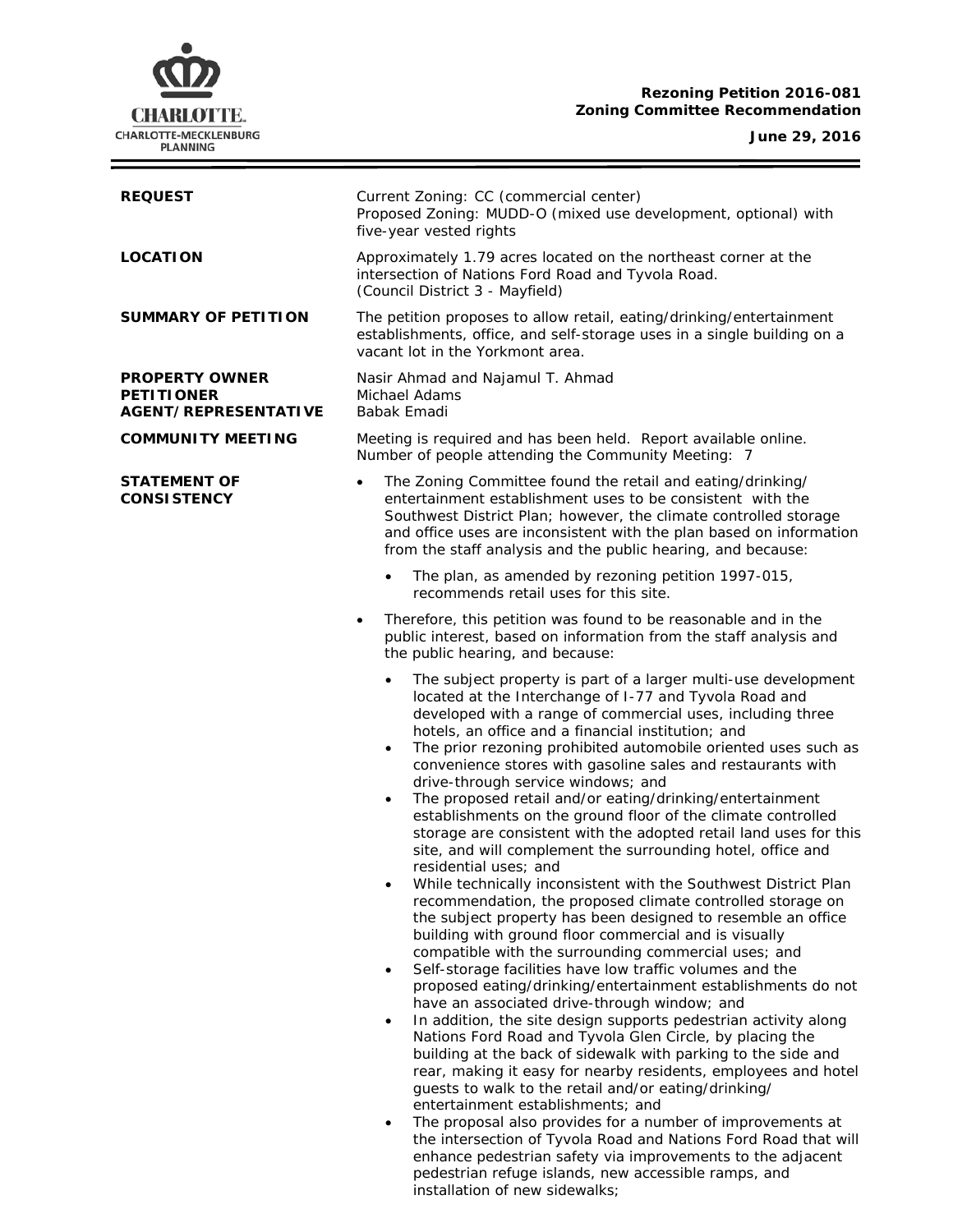**Rezoning Petition 2016-081**
**Zoning Committee Recommendation**

**June 29, 2016**

| | |
|---|---|
| **REQUEST** | Current Zoning: CC (commercial center)<br>Proposed Zoning: MUDD-O (mixed use development, optional) with five-year vested rights |
| **LOCATION** | Approximately 1.79 acres located on the northeast corner at the intersection of Nations Ford Road and Tyvola Road.<br>(Council District 3 - Mayfield) |
| **SUMMARY OF PETITION** | The petition proposes to allow retail, eating/drinking/entertainment establishments, office, and self-storage uses in a single building on a vacant lot in the Yorkmont area. |
| **PROPERTY OWNER**<br>**PETITIONER**<br>**AGENT/REPRESENTATIVE** | Nasir Ahmad and Najamul T. Ahmad<br>Michael Adams<br>Babak Emadi |
| **COMMUNITY MEETING** | Meeting is required and has been held. Report available online.<br>Number of people attending the Community Meeting: 7 |

**STATEMENT OF CONSISTENCY**

- The Zoning Committee found the retail and eating/drinking/entertainment establishment uses to be consistent with the Southwest District Plan; however, the climate controlled storage and office uses are inconsistent with the plan based on information from the staff analysis and the public hearing, and because:
  - The plan, as amended by rezoning petition 1997-015, recommends retail uses for this site.
- Therefore, this petition was found to be reasonable and in the public interest, based on information from the staff analysis and the public hearing, and because:
  - The subject property is part of a larger multi-use development located at the Interchange of I-77 and Tyvola Road and developed with a range of commercial uses, including three hotels, an office and a financial institution; and
  - The prior rezoning prohibited automobile oriented uses such as convenience stores with gasoline sales and restaurants with drive-through service windows; and
  - The proposed retail and/or eating/drinking/entertainment establishments on the ground floor of the climate controlled storage are consistent with the adopted retail land uses for this site, and will complement the surrounding hotel, office and residential uses; and
  - While technically inconsistent with the Southwest District Plan recommendation, the proposed climate controlled storage on the subject property has been designed to resemble an office building with ground floor commercial and is visually compatible with the surrounding commercial uses; and
  - Self-storage facilities have low traffic volumes and the proposed eating/drinking/entertainment establishments do not have an associated drive-through window; and
  - In addition, the site design supports pedestrian activity along Nations Ford Road and Tyvola Glen Circle, by placing the building at the back of sidewalk with parking to the side and rear, making it easy for nearby residents, employees and hotel guests to walk to the retail and/or eating/drinking/entertainment establishments; and
  - The proposal also provides for a number of improvements at the intersection of Tyvola Road and Nations Ford Road that will enhance pedestrian safety via improvements to the adjacent pedestrian refuge islands, new accessible ramps, and installation of new sidewalks;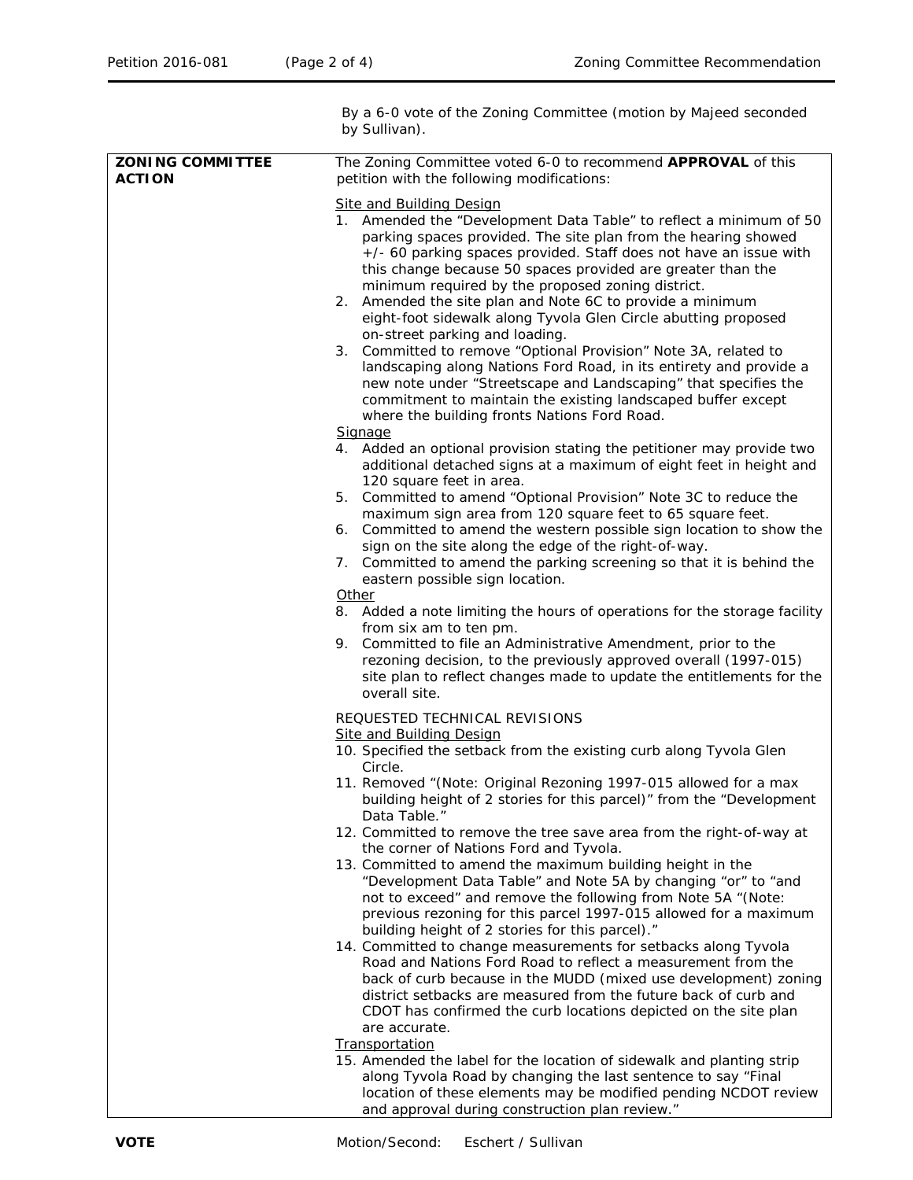By a 6-0 vote of the Zoning Committee (motion by Majeed seconded by Sullivan).

| | |
|---|---|
| **ZONING COMMITTEE ACTION** | The Zoning Committee voted 6-0 to recommend **APPROVAL** of this petition with the following modifications:<br><br>Site and Building Design<br>1. Amended the "Development Data Table" to reflect a minimum of 50 parking spaces provided. The site plan from the hearing showed +/- 60 parking spaces provided. Staff does not have an issue with this change because 50 spaces provided are greater than the minimum required by the proposed zoning district.<br>2. Amended the site plan and Note 6C to provide a minimum eight-foot sidewalk along Tyvola Glen Circle abutting proposed on-street parking and loading.<br>3. Committed to remove "Optional Provision" Note 3A, related to landscaping along Nations Ford Road, in its entirety and provide a new note under "Streetscape and Landscaping" that specifies the commitment to maintain the existing landscaped buffer except where the building fronts Nations Ford Road.<br><br>Signage<br>4. Added an optional provision stating the petitioner may provide two additional detached signs at a maximum of eight feet in height and 120 square feet in area.<br>5. Committed to amend "Optional Provision" Note 3C to reduce the maximum sign area from 120 square feet to 65 square feet.<br>6. Committed to amend the western possible sign location to show the sign on the site along the edge of the right-of-way.<br>7. Committed to amend the parking screening so that it is behind the eastern possible sign location.<br><br>Other<br>8. Added a note limiting the hours of operations for the storage facility from six am to ten pm.<br>9. Committed to file an Administrative Amendment, prior to the rezoning decision, to the previously approved overall (1997-015) site plan to reflect changes made to update the entitlements for the overall site.<br><br>REQUESTED TECHNICAL REVISIONS<br>Site and Building Design<br>10. Specified the setback from the existing curb along Tyvola Glen Circle.<br>11. Removed "(Note: Original Rezoning 1997-015 allowed for a max building height of 2 stories for this parcel)" from the "Development Data Table."<br>12. Committed to remove the tree save area from the right-of-way at the corner of Nations Ford and Tyvola.<br>13. Committed to amend the maximum building height in the "Development Data Table" and Note 5A by changing "or" to "and not to exceed" and remove the following from Note 5A "(Note: previous rezoning for this parcel 1997-015 allowed for a maximum building height of 2 stories for this parcel)."<br>14. Committed to change measurements for setbacks along Tyvola Road and Nations Ford Road to reflect a measurement from the back of curb because in the MUDD (mixed use development) zoning district setbacks are measured from the future back of curb and CDOT has confirmed the curb locations depicted on the site plan are accurate.<br><br>Transportation<br>15. Amended the label for the location of sidewalk and planting strip along Tyvola Road by changing the last sentence to say "Final location of these elements may be modified pending NCDOT review and approval during construction plan review." |

**VOTE** Motion/Second: Eschert / Sullivan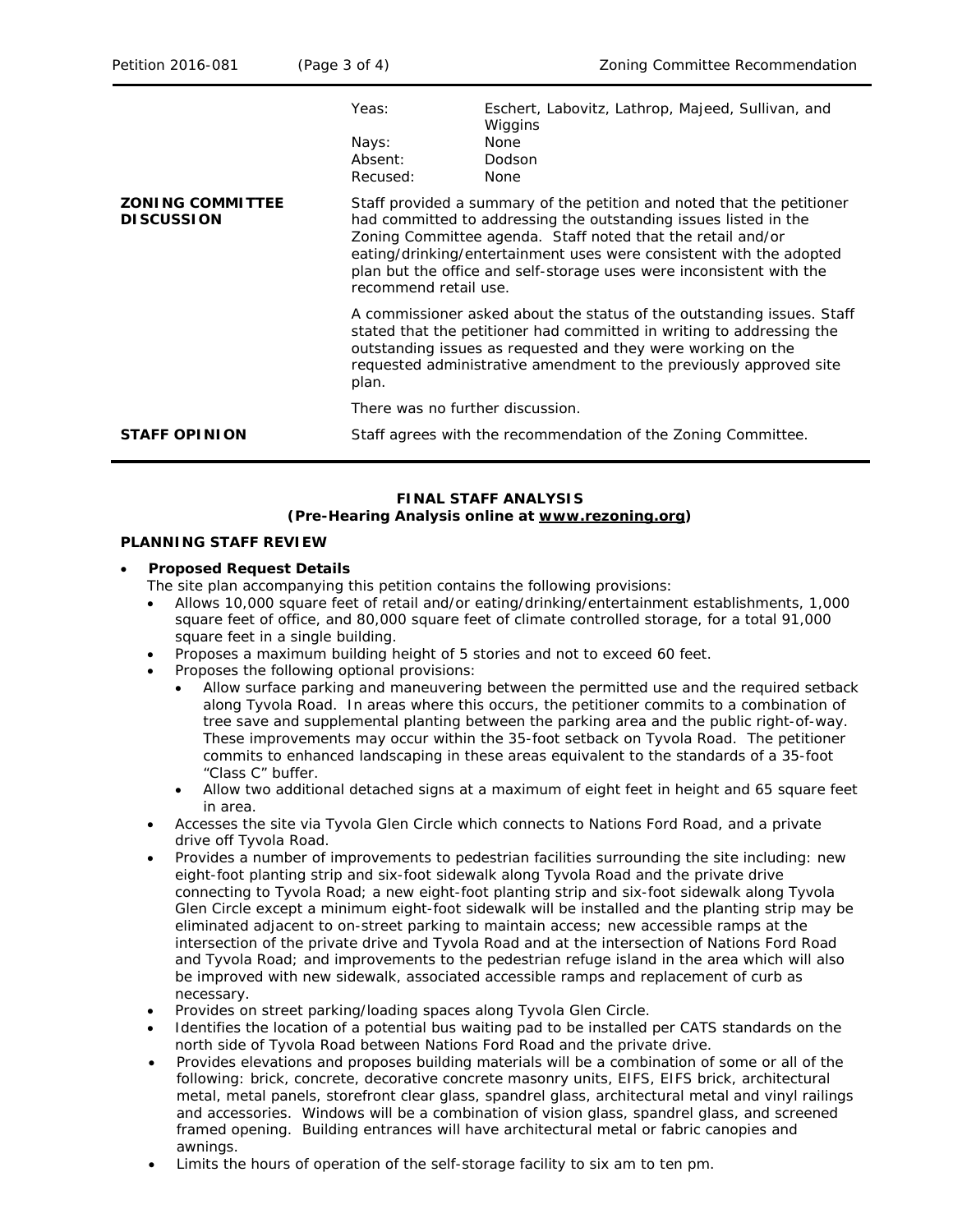| | | |
|---|---|---|
| | Yeas: | Eschert, Labovitz, Lathrop, Majeed, Sullivan, and Wiggins |
| | Nays: | None |
| | Absent: | Dodson |
| | Recused: | None |
| **ZONING COMMITTEE DISCUSSION** | Staff provided a summary of the petition and noted that the petitioner had committed to addressing the outstanding issues listed in the Zoning Committee agenda. Staff noted that the retail and/or eating/drinking/entertainment uses were consistent with the adopted plan but the office and self-storage uses were inconsistent with the recommend retail use. <br><br> A commissioner asked about the status of the outstanding issues. Staff stated that the petitioner had committed in writing to addressing the outstanding issues as requested and they were working on the requested administrative amendment to the previously approved site plan. <br><br> There was no further discussion. | |
| **STAFF OPINION** | Staff agrees with the recommendation of the Zoning Committee. | |

**FINAL STAFF ANALYSIS**
**(Pre-Hearing Analysis online at www.rezoning.org)**

**PLANNING STAFF REVIEW**

- **Proposed Request Details**
  The site plan accompanying this petition contains the following provisions:
  - Allows 10,000 square feet of retail and/or eating/drinking/entertainment establishments, 1,000 square feet of office, and 80,000 square feet of climate controlled storage, for a total 91,000 square feet in a single building.
  - Proposes a maximum building height of 5 stories and not to exceed 60 feet.
  - Proposes the following optional provisions:
    - Allow surface parking and maneuvering between the permitted use and the required setback along Tyvola Road. In areas where this occurs, the petitioner commits to a combination of tree save and supplemental planting between the parking area and the public right-of-way. These improvements may occur within the 35-foot setback on Tyvola Road. The petitioner commits to enhanced landscaping in these areas equivalent to the standards of a 35-foot "Class C" buffer.
    - Allow two additional detached signs at a maximum of eight feet in height and 65 square feet in area.
  - Accesses the site via Tyvola Glen Circle which connects to Nations Ford Road, and a private drive off Tyvola Road.
  - Provides a number of improvements to pedestrian facilities surrounding the site including: new eight-foot planting strip and six-foot sidewalk along Tyvola Road and the private drive connecting to Tyvola Road; a new eight-foot planting strip and six-foot sidewalk along Tyvola Glen Circle except a minimum eight-foot sidewalk will be installed and the planting strip may be eliminated adjacent to on-street parking to maintain access; new accessible ramps at the intersection of the private drive and Tyvola Road and at the intersection of Nations Ford Road and Tyvola Road; and improvements to the pedestrian refuge island in the area which will also be improved with new sidewalk, associated accessible ramps and replacement of curb as necessary.
  - Provides on street parking/loading spaces along Tyvola Glen Circle.
  - Identifies the location of a potential bus waiting pad to be installed per CATS standards on the north side of Tyvola Road between Nations Ford Road and the private drive.
  - Provides elevations and proposes building materials will be a combination of some or all of the following: brick, concrete, decorative concrete masonry units, EIFS, EIFS brick, architectural metal, metal panels, storefront clear glass, spandrel glass, architectural metal and vinyl railings and accessories. Windows will be a combination of vision glass, spandrel glass, and screened framed opening. Building entrances will have architectural metal or fabric canopies and awnings.
  - Limits the hours of operation of the self-storage facility to six am to ten pm.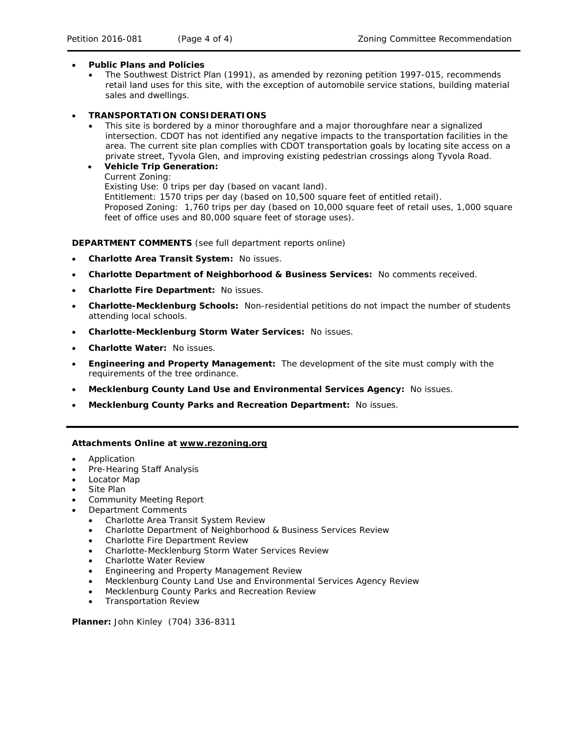- **Public Plans and Policies**
  - The Southwest District Plan (1991), as amended by rezoning petition 1997-015, recommends retail land uses for this site, with the exception of automobile service stations, building material sales and dwellings.

- **TRANSPORTATION CONSIDERATIONS**
  - This site is bordered by a minor thoroughfare and a major thoroughfare near a signalized intersection. CDOT has not identified any negative impacts to the transportation facilities in the area. The current site plan complies with CDOT transportation goals by locating site access on a private street, Tyvola Glen, and improving existing pedestrian crossings along Tyvola Road.
  - **Vehicle Trip Generation:**
    Current Zoning:
    Existing Use: 0 trips per day (based on vacant land).
    Entitlement: 1570 trips per day (based on 10,500 square feet of entitled retail).
    Proposed Zoning: 1,760 trips per day (based on 10,000 square feet of retail uses, 1,000 square feet of office uses and 80,000 square feet of storage uses).

**DEPARTMENT COMMENTS** (see full department reports online)

- **Charlotte Area Transit System:** No issues.
- **Charlotte Department of Neighborhood & Business Services:** No comments received.
- **Charlotte Fire Department:** No issues.
- **Charlotte-Mecklenburg Schools:** Non-residential petitions do not impact the number of students attending local schools.
- **Charlotte-Mecklenburg Storm Water Services:** No issues.
- **Charlotte Water:** No issues.
- **Engineering and Property Management:** The development of the site must comply with the requirements of the tree ordinance.
- **Mecklenburg County Land Use and Environmental Services Agency:** No issues.
- **Mecklenburg County Parks and Recreation Department:** No issues.

---

**Attachments Online at www.rezoning.org**

- Application
- Pre-Hearing Staff Analysis
- Locator Map
- Site Plan
- Community Meeting Report
- Department Comments
  - Charlotte Area Transit System Review
  - Charlotte Department of Neighborhood & Business Services Review
  - Charlotte Fire Department Review
  - Charlotte-Mecklenburg Storm Water Services Review
  - Charlotte Water Review
  - Engineering and Property Management Review
  - Mecklenburg County Land Use and Environmental Services Agency Review
  - Mecklenburg County Parks and Recreation Review
  - Transportation Review

**Planner:** John Kinley (704) 336-8311